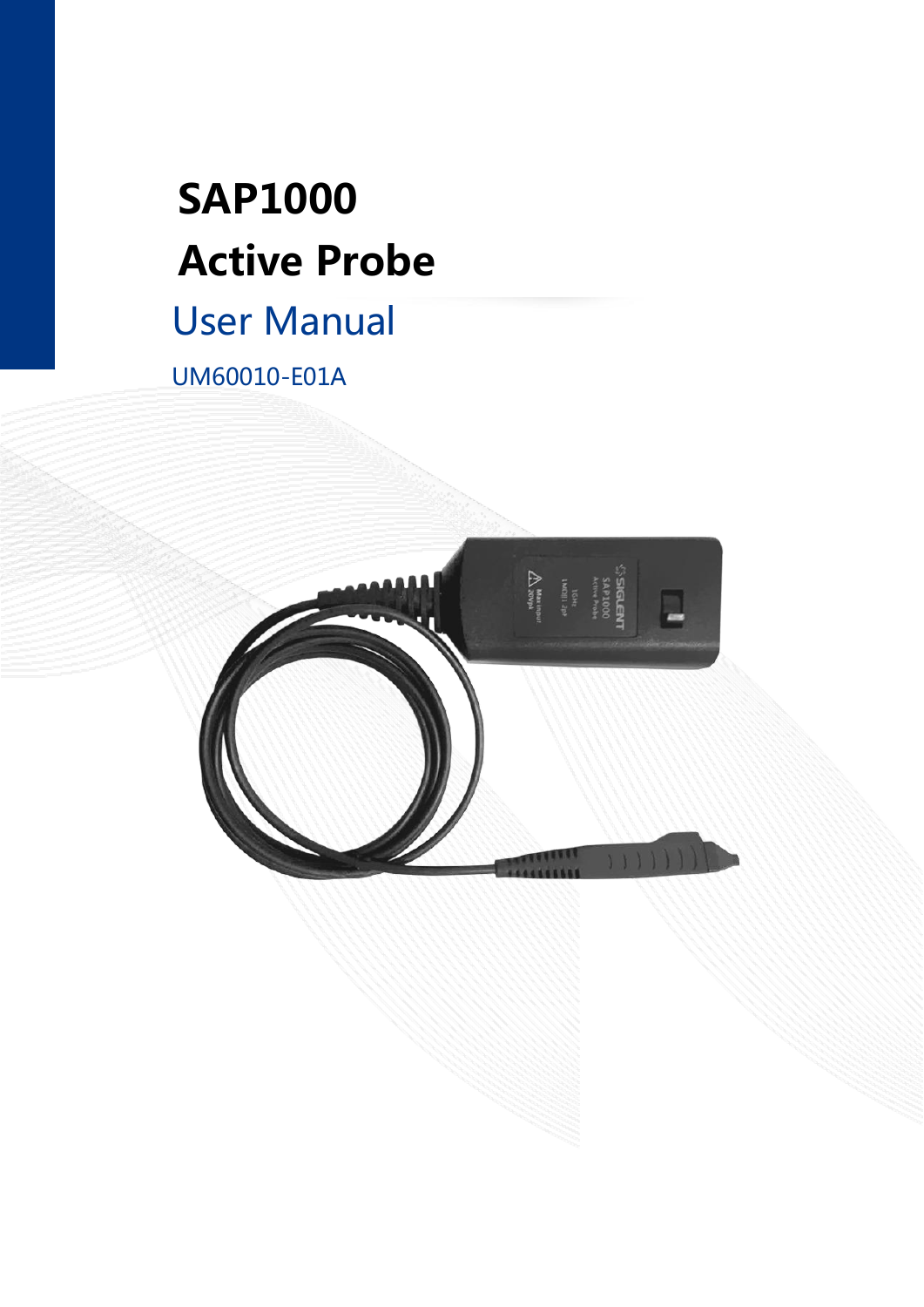# SAP1000

# Active Probe

## User Manual

UM60010-E01A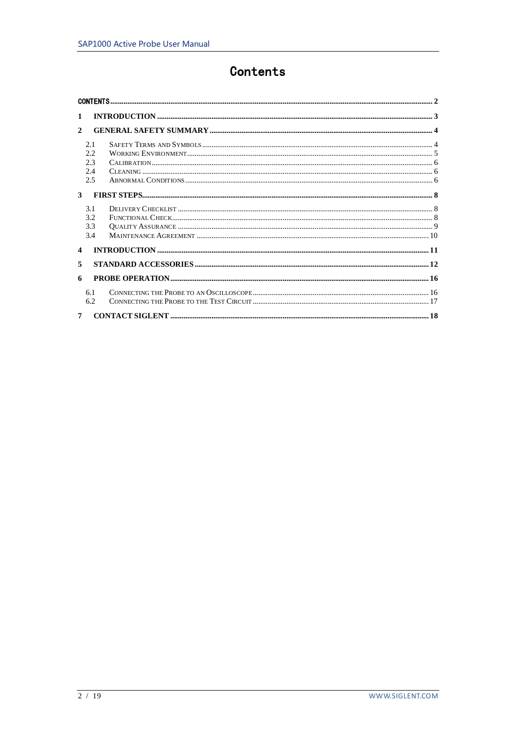# Contents

CONTENTS .......... 2

1 INTRODUCTION .......... 3

2 GENERAL SAFETY SUMMARY .......... 4

- 2.1 Safety Terms and Symbols .......... 4
- 2.2 Working Environment .......... 5
- 2.3 Calibration .......... 6
- 2.4 Cleaning .......... 6
- 2.5 Abnormal Conditions .......... 6

3 FIRST STEPS .......... 8

- 3.1 Delivery Checklist .......... 8
- 3.2 Functional Check .......... 8
- 3.3 Quality Assurance .......... 9
- 3.4 Maintenance Agreement .......... 10

4 INTRODUCTION .......... 11

5 STANDARD ACCESSORIES .......... 12

6 PROBE OPERATION .......... 16

- 6.1 Connecting the Probe to an Oscilloscope .......... 16
- 6.2 Connecting the Probe to the Test Circuit .......... 17

7 CONTACT SIGLENT .......... 18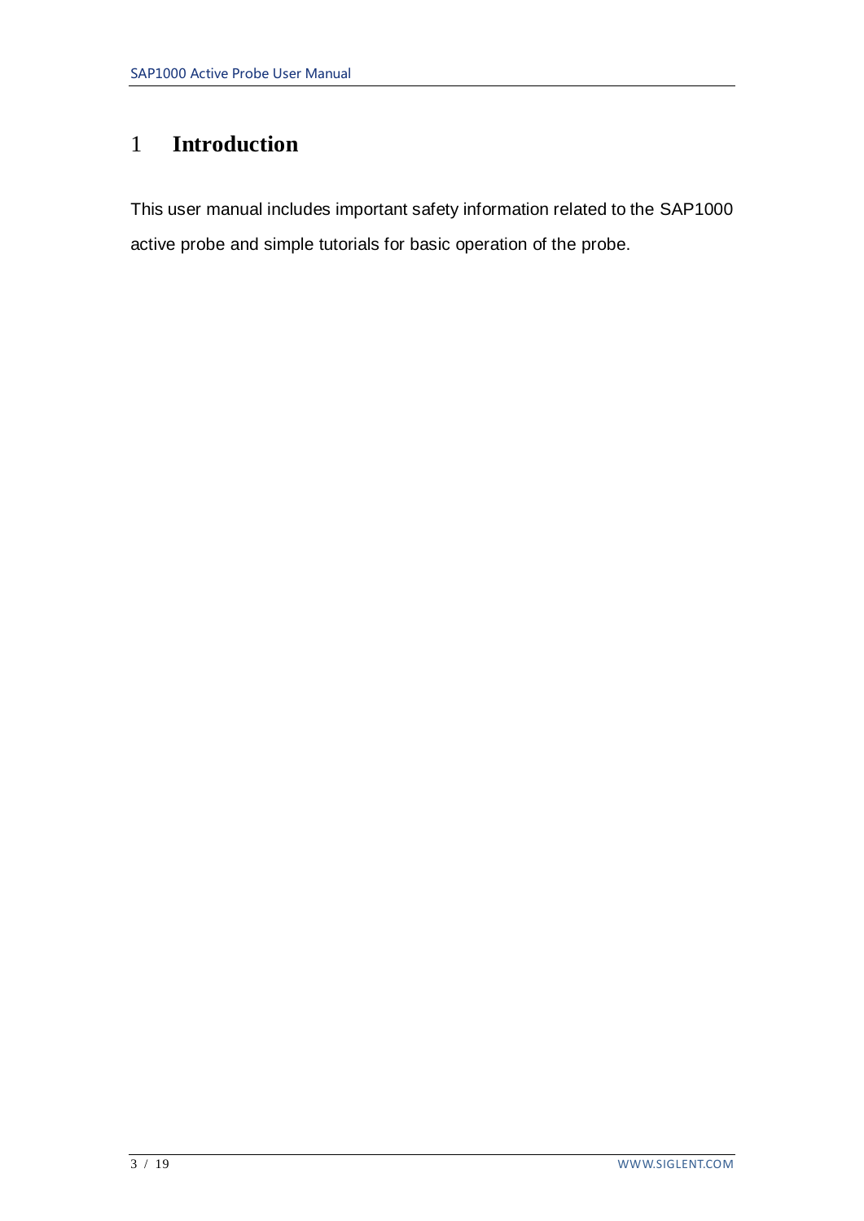# 1 Introduction

This user manual includes important safety information related to the SAP1000 active probe and simple tutorials for basic operation of the probe.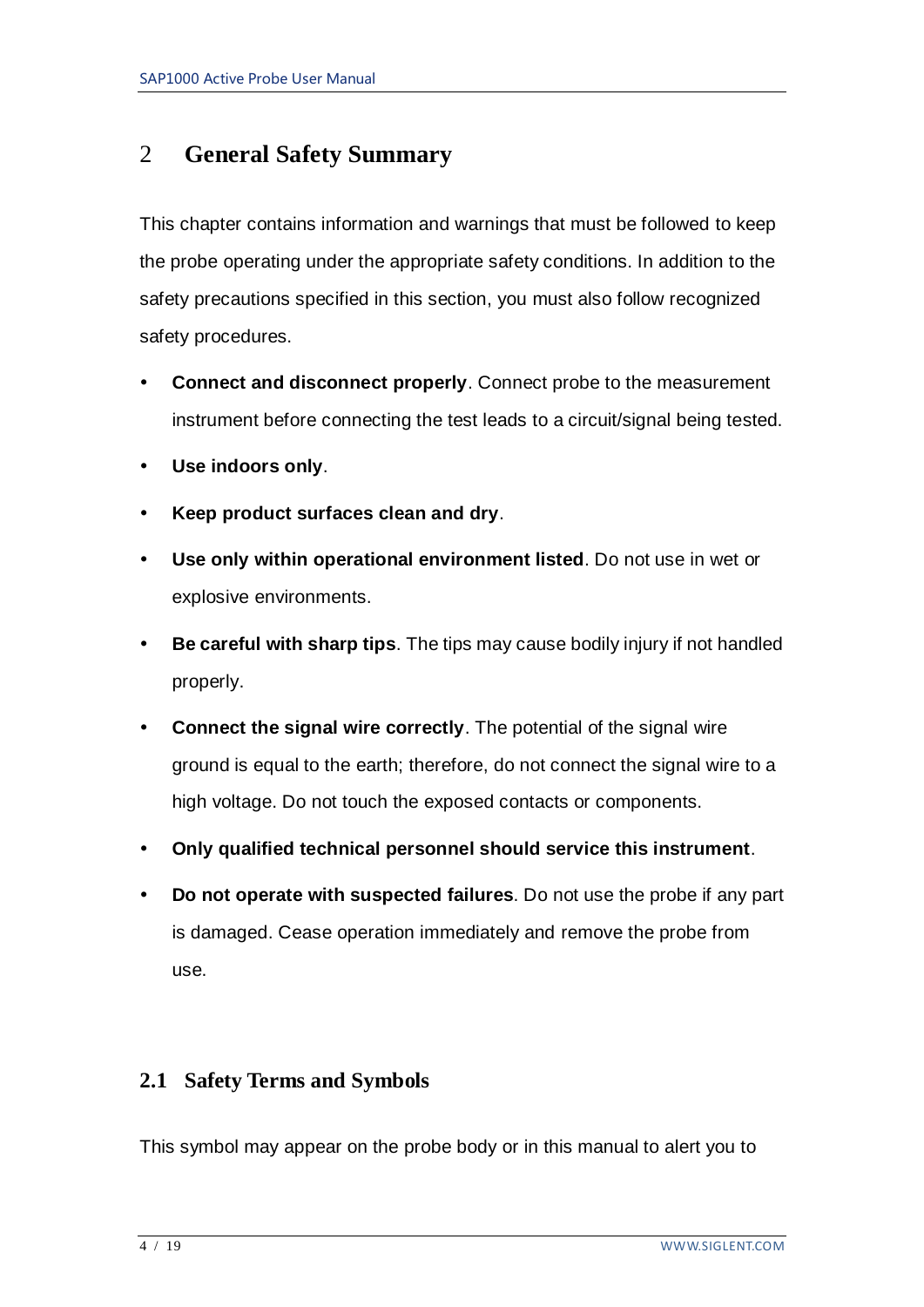# 2 General Safety Summary

This chapter contains information and warnings that must be followed to keep the probe operating under the appropriate safety conditions. In addition to the safety precautions specified in this section, you must also follow recognized safety procedures.

- **Connect and disconnect properly**. Connect probe to the measurement instrument before connecting the test leads to a circuit/signal being tested.
- **Use indoors only**.
- **Keep product surfaces clean and dry**.
- **Use only within operational environment listed**. Do not use in wet or explosive environments.
- **Be careful with sharp tips**. The tips may cause bodily injury if not handled properly.
- **Connect the signal wire correctly**. The potential of the signal wire ground is equal to the earth; therefore, do not connect the signal wire to a high voltage. Do not touch the exposed contacts or components.
- **Only qualified technical personnel should service this instrument**.
- **Do not operate with suspected failures**. Do not use the probe if any part is damaged. Cease operation immediately and remove the probe from use.

## 2.1 Safety Terms and Symbols

This symbol may appear on the probe body or in this manual to alert you to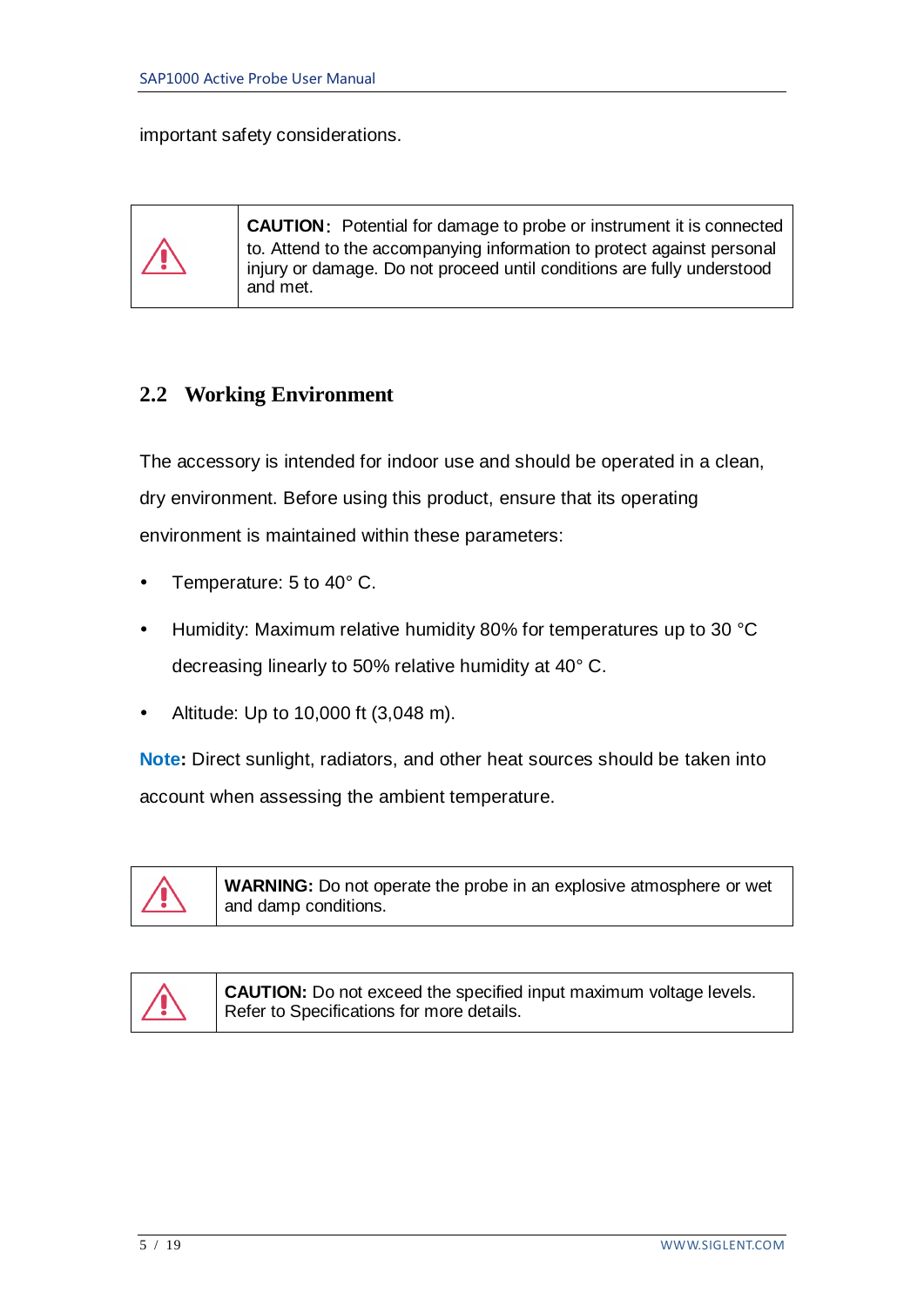important safety considerations.

| | |
|---|---|
| ⚠ | **CAUTION**: Potential for damage to probe or instrument it is connected to. Attend to the accompanying information to protect against personal injury or damage. Do not proceed until conditions are fully understood and met. |

## 2.2 Working Environment

The accessory is intended for indoor use and should be operated in a clean, dry environment. Before using this product, ensure that its operating environment is maintained within these parameters:

- Temperature: 5 to 40° C.
- Humidity: Maximum relative humidity 80% for temperatures up to 30 °C decreasing linearly to 50% relative humidity at 40° C.
- Altitude: Up to 10,000 ft (3,048 m).

**Note:** Direct sunlight, radiators, and other heat sources should be taken into account when assessing the ambient temperature.

| | |
|---|---|
| ⚠ | **WARNING:** Do not operate the probe in an explosive atmosphere or wet and damp conditions. |

| | |
|---|---|
| ⚠ | **CAUTION:** Do not exceed the specified input maximum voltage levels. Refer to Specifications for more details. |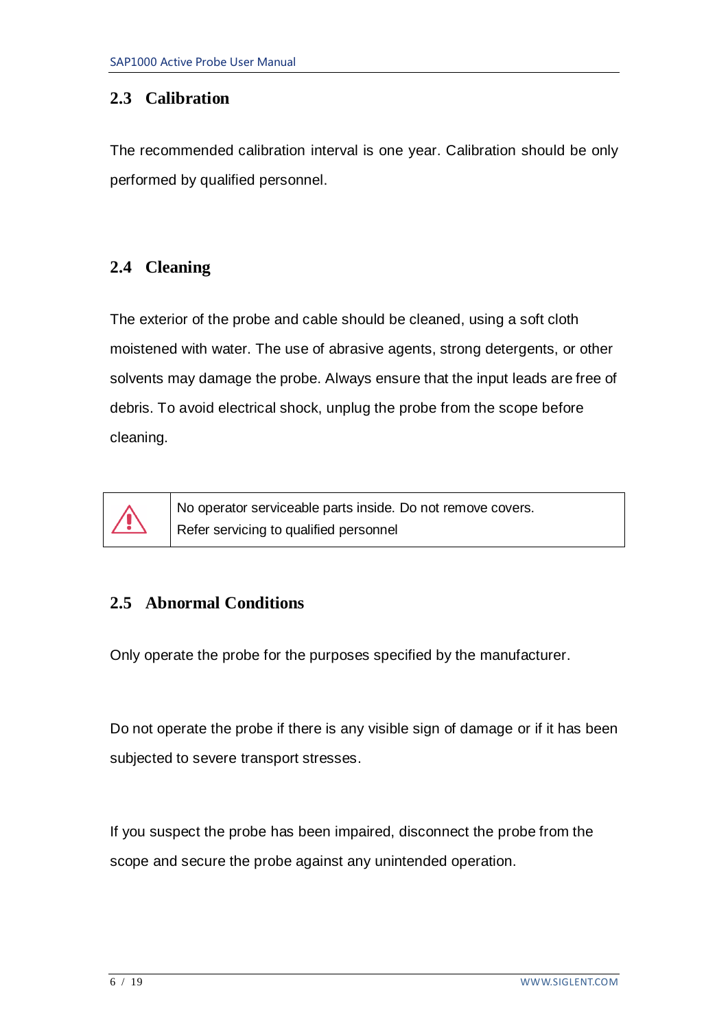## 2.3 Calibration

The recommended calibration interval is one year. Calibration should be only performed by qualified personnel.

## 2.4 Cleaning

The exterior of the probe and cable should be cleaned, using a soft cloth moistened with water. The use of abrasive agents, strong detergents, or other solvents may damage the probe. Always ensure that the input leads are free of debris. To avoid electrical shock, unplug the probe from the scope before cleaning.

| ⚠ | No operator serviceable parts inside. Do not remove covers. Refer servicing to qualified personnel |
|---|---|

## 2.5 Abnormal Conditions

Only operate the probe for the purposes specified by the manufacturer.

Do not operate the probe if there is any visible sign of damage or if it has been subjected to severe transport stresses.

If you suspect the probe has been impaired, disconnect the probe from the scope and secure the probe against any unintended operation.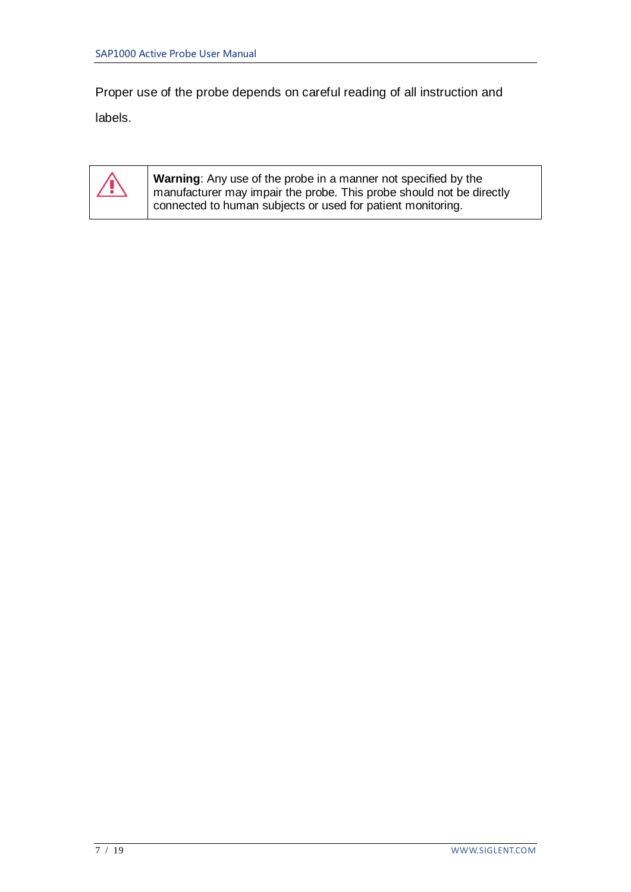Proper use of the probe depends on careful reading of all instruction and labels.

| | |
|---|---|
| ⚠ | **Warning**: Any use of the probe in a manner not specified by the manufacturer may impair the probe. This probe should not be directly connected to human subjects or used for patient monitoring. |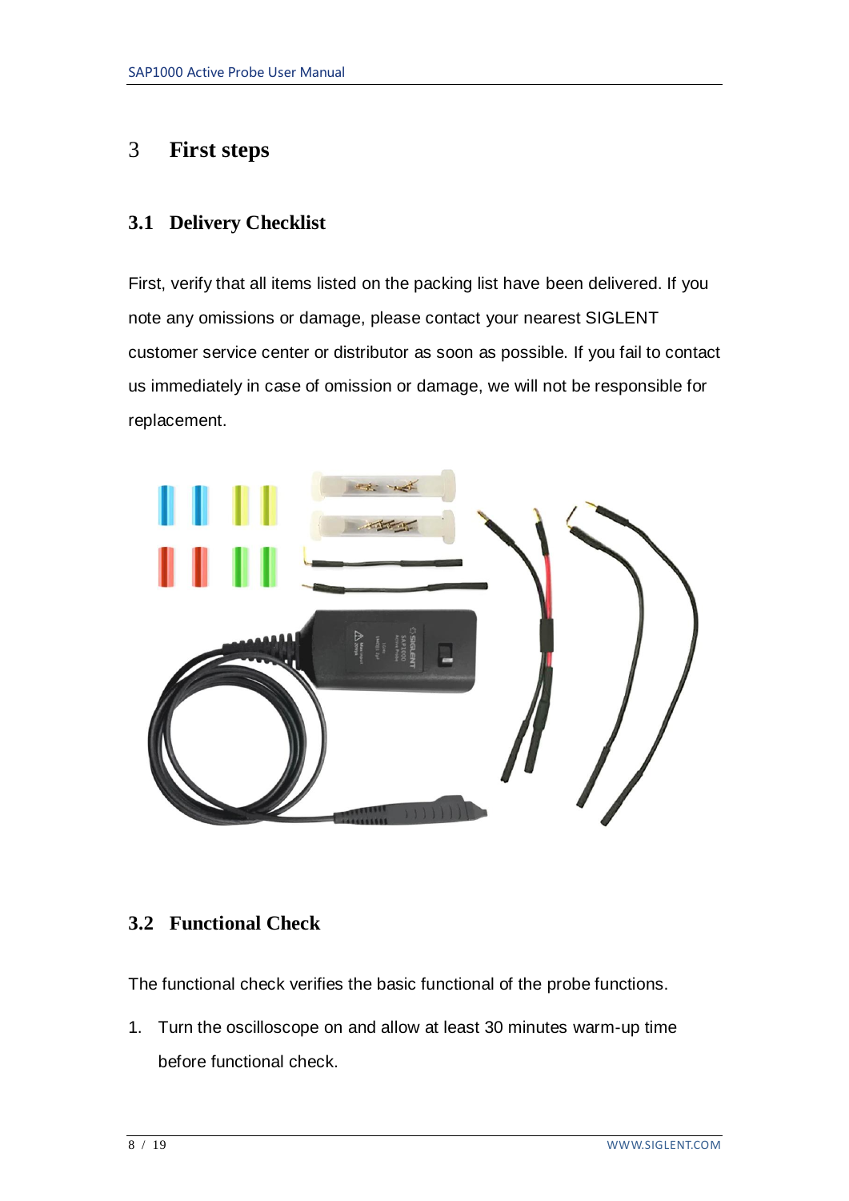# 3 First steps

## 3.1 Delivery Checklist

First, verify that all items listed on the packing list have been delivered. If you note any omissions or damage, please contact your nearest SIGLENT customer service center or distributor as soon as possible. If you fail to contact us immediately in case of omission or damage, we will not be responsible for replacement.

## 3.2 Functional Check

The functional check verifies the basic functional of the probe functions.

1. Turn the oscilloscope on and allow at least 30 minutes warm-up time before functional check.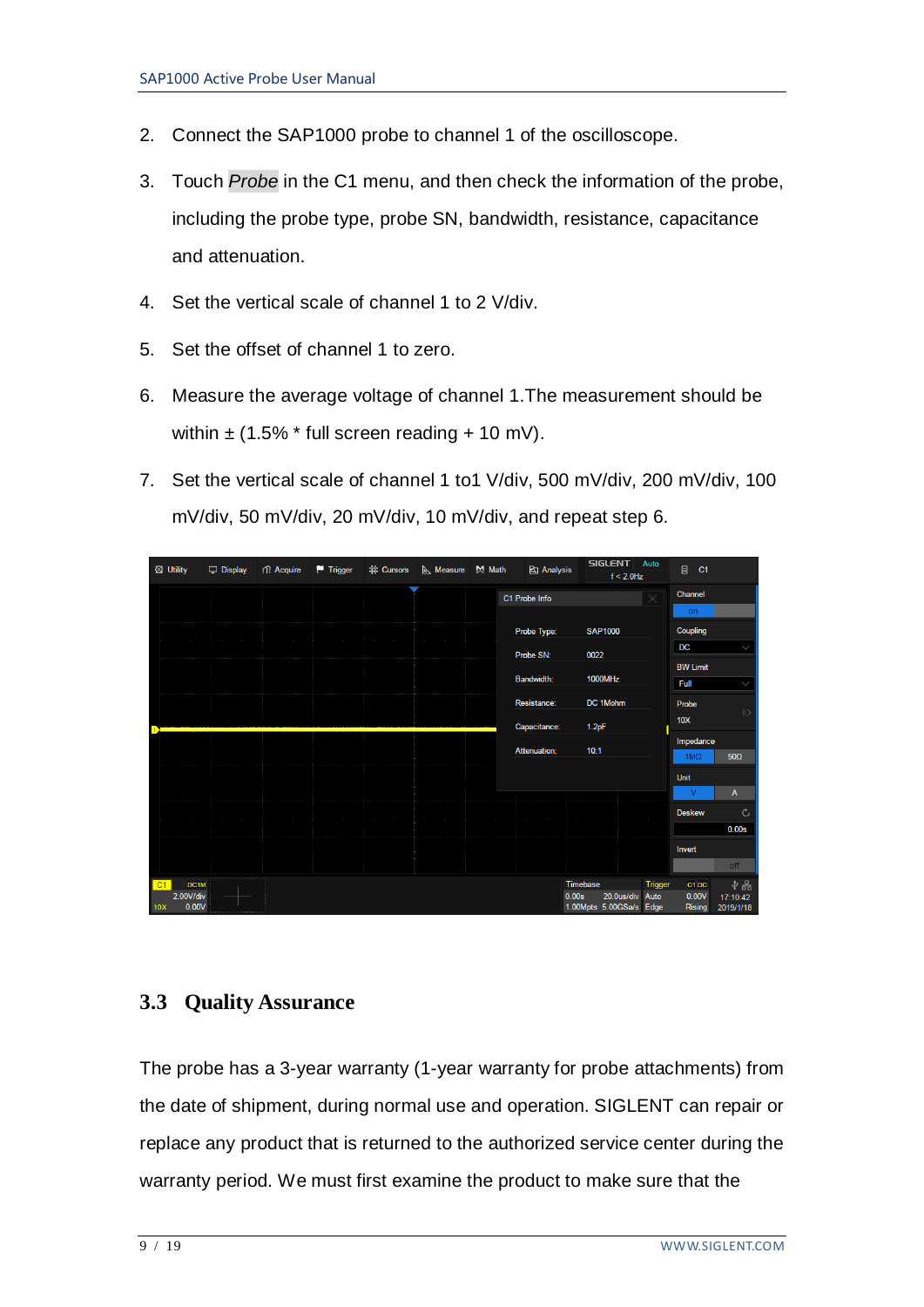2. Connect the SAP1000 probe to channel 1 of the oscilloscope.
3. Touch *Probe* in the C1 menu, and then check the information of the probe, including the probe type, probe SN, bandwidth, resistance, capacitance and attenuation.
4. Set the vertical scale of channel 1 to 2 V/div.
5. Set the offset of channel 1 to zero.
6. Measure the average voltage of channel 1.The measurement should be within ± (1.5% * full screen reading + 10 mV).
7. Set the vertical scale of channel 1 to1 V/div, 500 mV/div, 200 mV/div, 100 mV/div, 50 mV/div, 20 mV/div, 10 mV/div, and repeat step 6.

## 3.3 Quality Assurance

The probe has a 3-year warranty (1-year warranty for probe attachments) from the date of shipment, during normal use and operation. SIGLENT can repair or replace any product that is returned to the authorized service center during the warranty period. We must first examine the product to make sure that the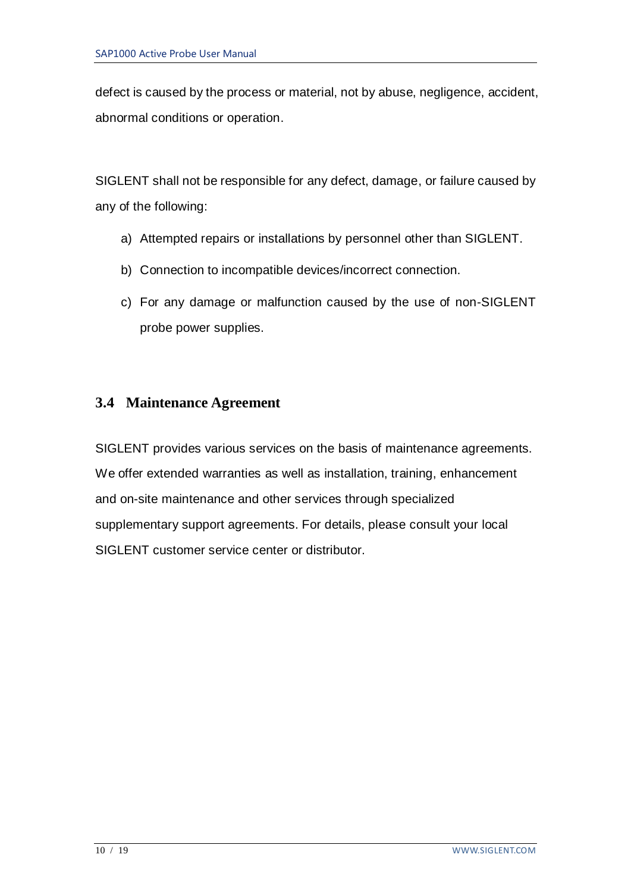defect is caused by the process or material, not by abuse, negligence, accident, abnormal conditions or operation.

SIGLENT shall not be responsible for any defect, damage, or failure caused by any of the following:

a) Attempted repairs or installations by personnel other than SIGLENT.

b) Connection to incompatible devices/incorrect connection.

c) For any damage or malfunction caused by the use of non-SIGLENT probe power supplies.

## 3.4 Maintenance Agreement

SIGLENT provides various services on the basis of maintenance agreements. We offer extended warranties as well as installation, training, enhancement and on-site maintenance and other services through specialized supplementary support agreements. For details, please consult your local SIGLENT customer service center or distributor.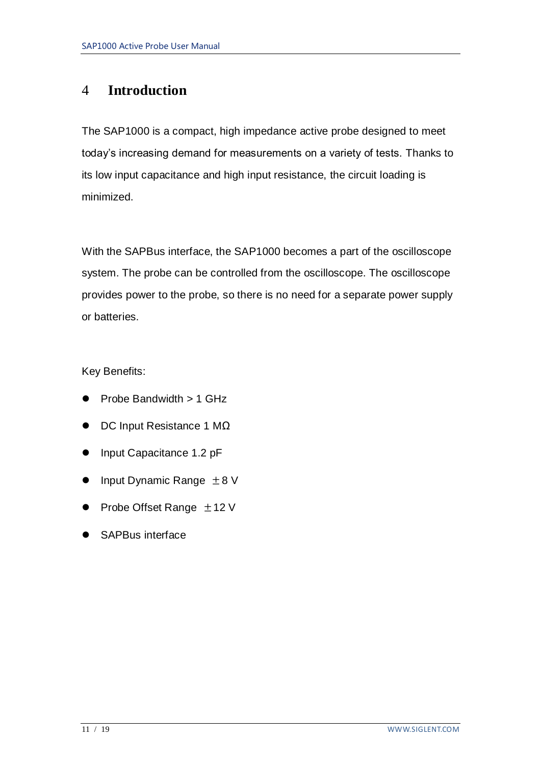# 4 Introduction

The SAP1000 is a compact, high impedance active probe designed to meet today's increasing demand for measurements on a variety of tests. Thanks to its low input capacitance and high input resistance, the circuit loading is minimized.

With the SAPBus interface, the SAP1000 becomes a part of the oscilloscope system. The probe can be controlled from the oscilloscope. The oscilloscope provides power to the probe, so there is no need for a separate power supply or batteries.

Key Benefits:

- Probe Bandwidth > 1 GHz
- DC Input Resistance 1 MΩ
- Input Capacitance 1.2 pF
- Input Dynamic Range ±8 V
- Probe Offset Range ±12 V
- SAPBus interface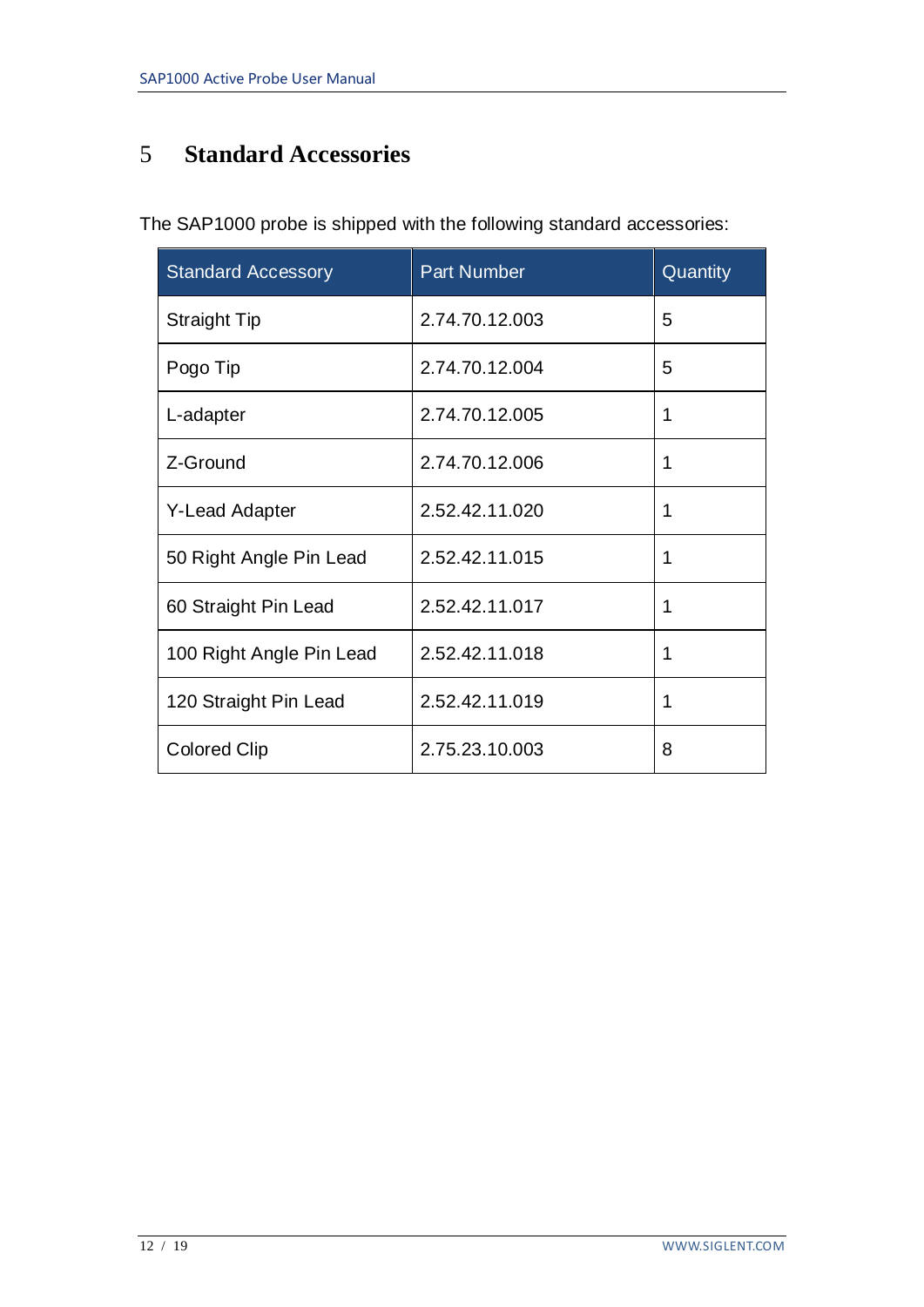# 5 Standard Accessories

The SAP1000 probe is shipped with the following standard accessories:

| Standard Accessory | Part Number | Quantity |
|---|---|---|
| Straight Tip | 2.74.70.12.003 | 5 |
| Pogo Tip | 2.74.70.12.004 | 5 |
| L-adapter | 2.74.70.12.005 | 1 |
| Z-Ground | 2.74.70.12.006 | 1 |
| Y-Lead Adapter | 2.52.42.11.020 | 1 |
| 50 Right Angle Pin Lead | 2.52.42.11.015 | 1 |
| 60 Straight Pin Lead | 2.52.42.11.017 | 1 |
| 100 Right Angle Pin Lead | 2.52.42.11.018 | 1 |
| 120 Straight Pin Lead | 2.52.42.11.019 | 1 |
| Colored Clip | 2.75.23.10.003 | 8 |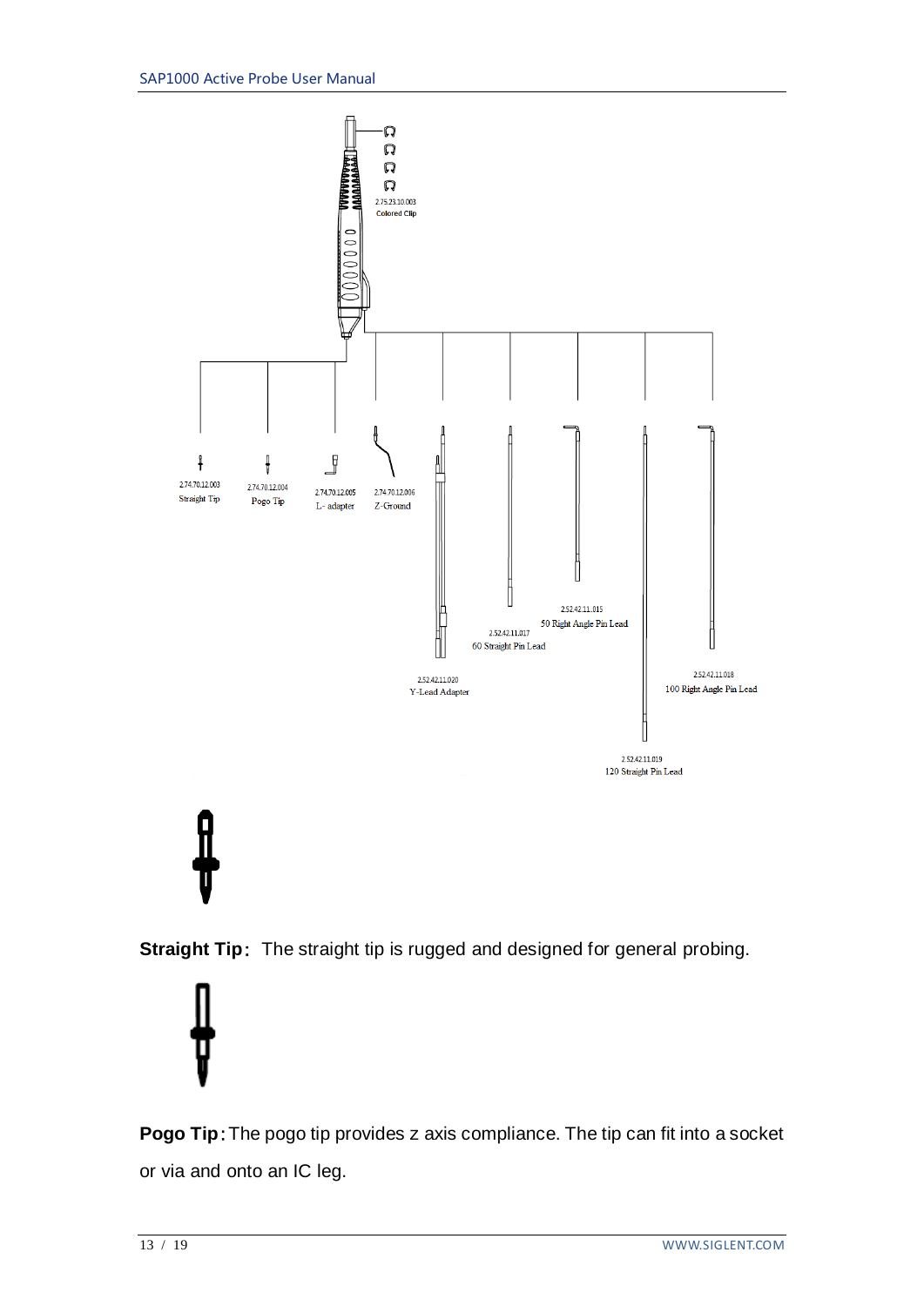2.75.23.10.003
Colored Clip

2.74.70.12.003
Straight Tip

2.74.70.12.004
Pogo Tip

2.74.70.12.005
L- adapter

2.74.70.12.006
Z-Ground

2.52.42.11.020
Y-Lead Adapter

2.52.42.11.017
60 Straight Pin Lead

2.52.42.11.015
50 Right Angle Pin Lead

2.52.42.11.019
120 Straight Pin Lead

2.52.42.11.018
100 Right Angle Pin Lead

**Straight Tip:** The straight tip is rugged and designed for general probing.

**Pogo Tip:** The pogo tip provides z axis compliance. The tip can fit into a socket or via and onto an IC leg.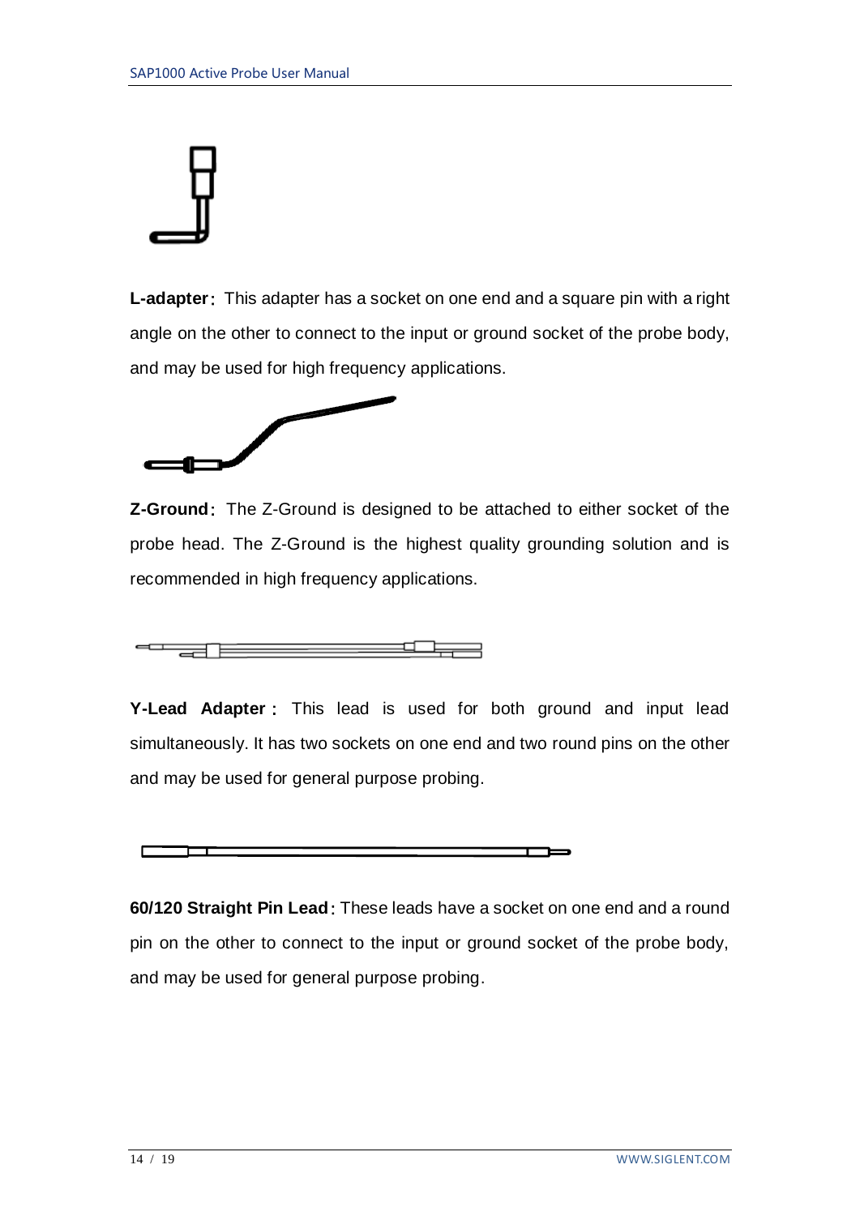**L-adapter**: This adapter has a socket on one end and a square pin with a right angle on the other to connect to the input or ground socket of the probe body, and may be used for high frequency applications.

**Z-Ground**: The Z-Ground is designed to be attached to either socket of the probe head. The Z-Ground is the highest quality grounding solution and is recommended in high frequency applications.

**Y-Lead Adapter**: This lead is used for both ground and input lead simultaneously. It has two sockets on one end and two round pins on the other and may be used for general purpose probing.

**60/120 Straight Pin Lead**: These leads have a socket on one end and a round pin on the other to connect to the input or ground socket of the probe body, and may be used for general purpose probing.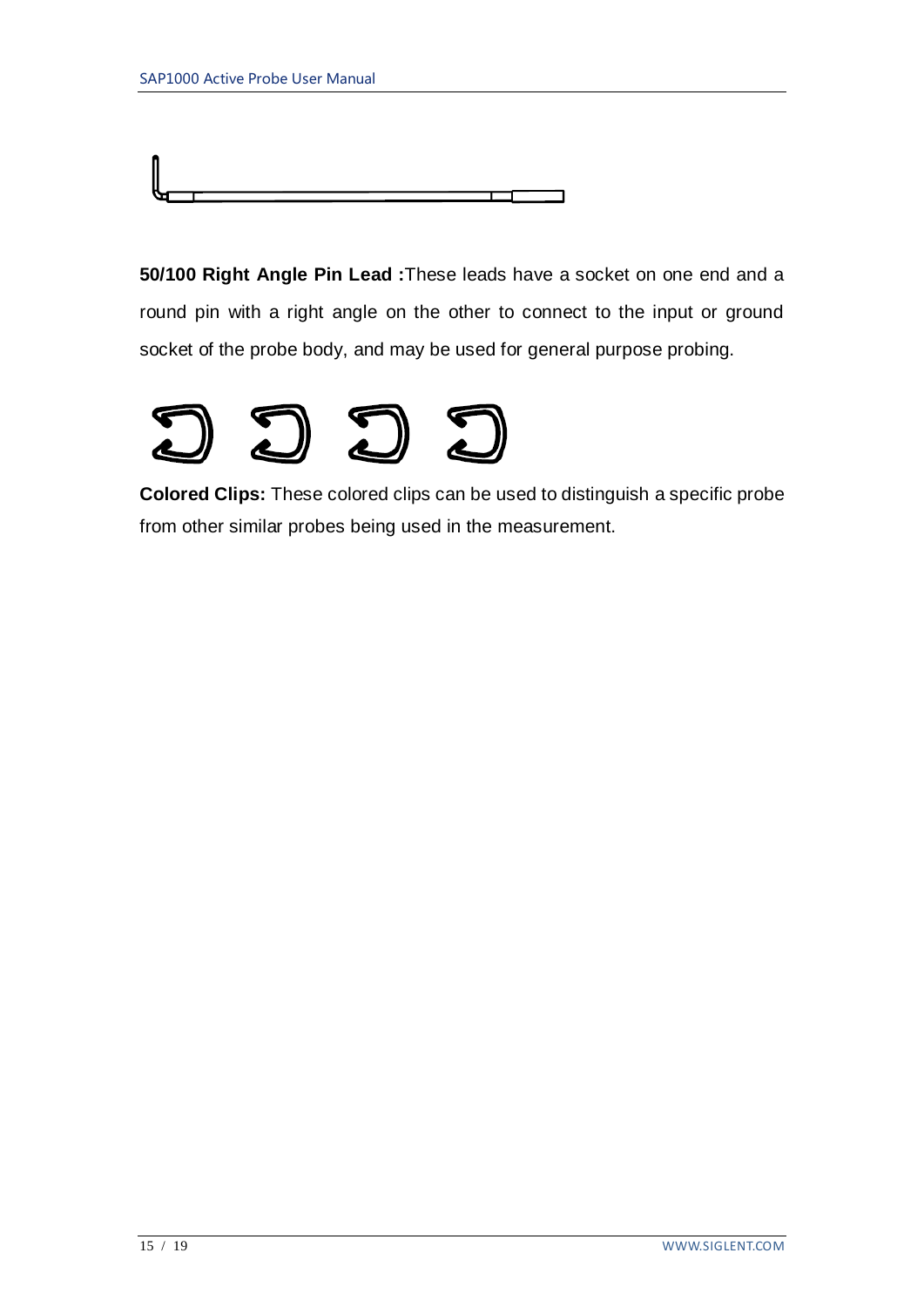**50/100 Right Angle Pin Lead :**These leads have a socket on one end and a round pin with a right angle on the other to connect to the input or ground socket of the probe body, and may be used for general purpose probing.

**Colored Clips:** These colored clips can be used to distinguish a specific probe from other similar probes being used in the measurement.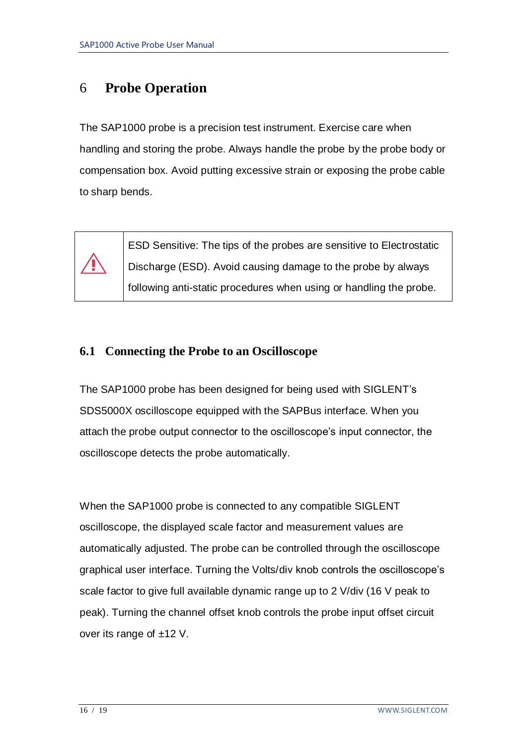# 6 Probe Operation

The SAP1000 probe is a precision test instrument. Exercise care when handling and storing the probe. Always handle the probe by the probe body or compensation box. Avoid putting excessive strain or exposing the probe cable to sharp bends.

| ⚠ | ESD Sensitive: The tips of the probes are sensitive to Electrostatic Discharge (ESD). Avoid causing damage to the probe by always following anti-static procedures when using or handling the probe. |
|---|---|

## 6.1 Connecting the Probe to an Oscilloscope

The SAP1000 probe has been designed for being used with SIGLENT's SDS5000X oscilloscope equipped with the SAPBus interface. When you attach the probe output connector to the oscilloscope's input connector, the oscilloscope detects the probe automatically.

When the SAP1000 probe is connected to any compatible SIGLENT oscilloscope, the displayed scale factor and measurement values are automatically adjusted. The probe can be controlled through the oscilloscope graphical user interface. Turning the Volts/div knob controls the oscilloscope's scale factor to give full available dynamic range up to 2 V/div (16 V peak to peak). Turning the channel offset knob controls the probe input offset circuit over its range of ±12 V.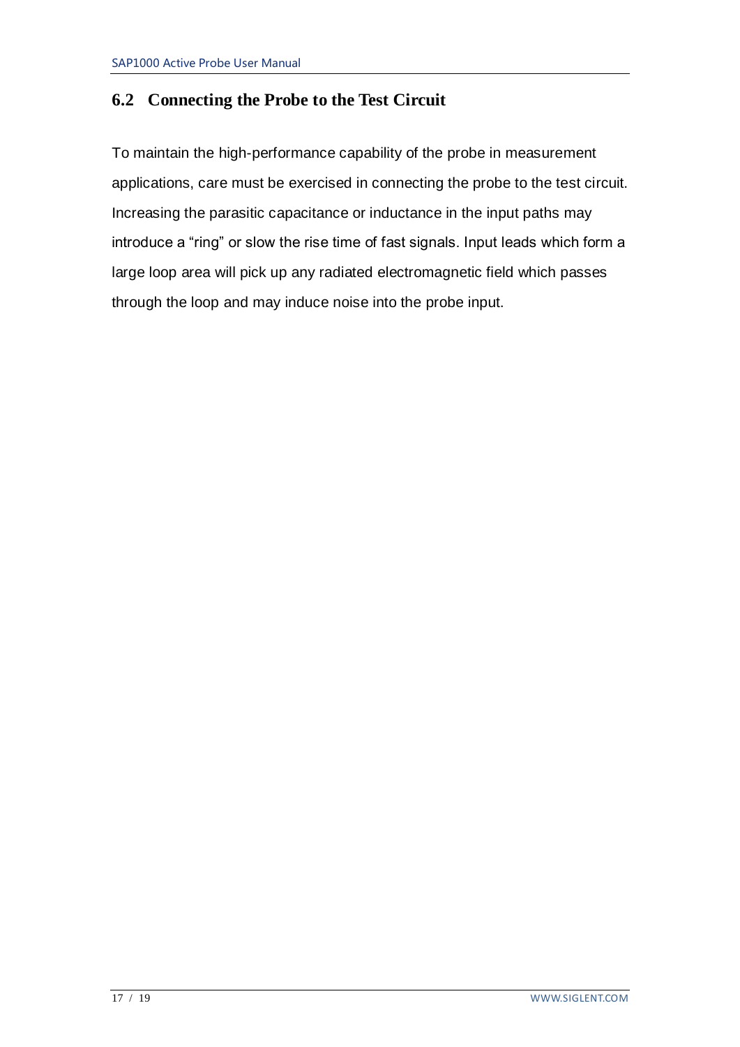## 6.2 Connecting the Probe to the Test Circuit

To maintain the high-performance capability of the probe in measurement applications, care must be exercised in connecting the probe to the test circuit. Increasing the parasitic capacitance or inductance in the input paths may introduce a “ring” or slow the rise time of fast signals. Input leads which form a large loop area will pick up any radiated electromagnetic field which passes through the loop and may induce noise into the probe input.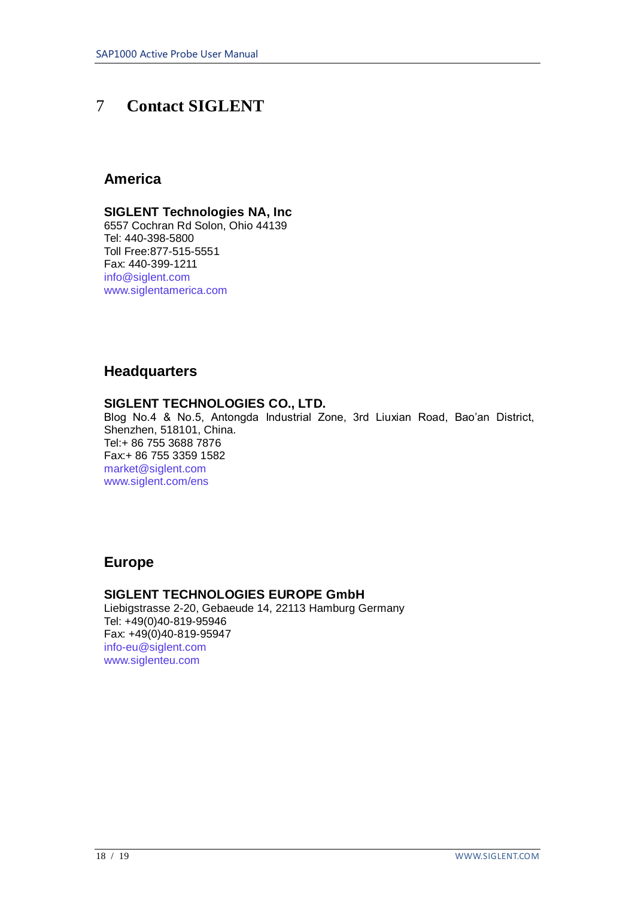# 7 Contact SIGLENT

## America

**SIGLENT Technologies NA, Inc**
6557 Cochran Rd Solon, Ohio 44139
Tel: 440-398-5800
Toll Free:877-515-5551
Fax: 440-399-1211
info@siglent.com
www.siglentamerica.com

## Headquarters

**SIGLENT TECHNOLOGIES CO., LTD.**
Blog No.4 & No.5, Antongda Industrial Zone, 3rd Liuxian Road, Bao'an District, Shenzhen, 518101, China.
Tel:+ 86 755 3688 7876
Fax:+ 86 755 3359 1582
market@siglent.com
www.siglent.com/ens

## Europe

**SIGLENT TECHNOLOGIES EUROPE GmbH**
Liebigstrasse 2-20, Gebaeude 14, 22113 Hamburg Germany
Tel: +49(0)40-819-95946
Fax: +49(0)40-819-95947
info-eu@siglent.com
www.siglenteu.com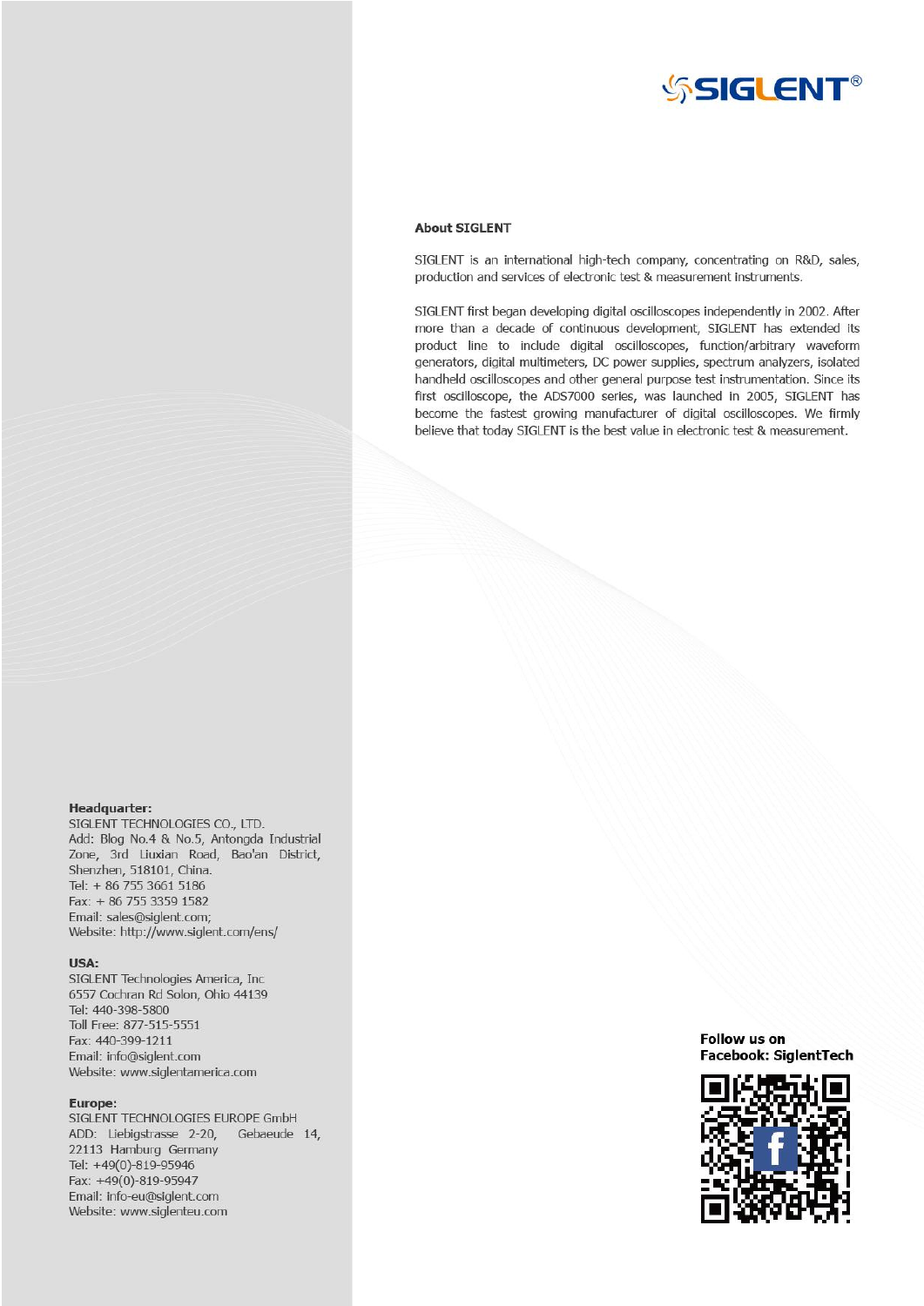## About SIGLENT

SIGLENT is an international high-tech company, concentrating on R&D, sales, production and services of electronic test & measurement instruments.

SIGLENT first began developing digital oscilloscopes independently in 2002. After more than a decade of continuous development, SIGLENT has extended its product line to include digital oscilloscopes, function/arbitrary waveform generators, digital multimeters, DC power supplies, spectrum analyzers, isolated handheld oscilloscopes and other general purpose test instrumentation. Since its first oscilloscope, the ADS7000 series, was launched in 2005, SIGLENT has become the fastest growing manufacturer of digital oscilloscopes. We firmly believe that today SIGLENT is the best value in electronic test & measurement.

**Headquarter:**
SIGLENT TECHNOLOGIES CO., LTD.
Add: Blog No.4 & No.5, Antongda Industrial Zone, 3rd Liuxian Road, Bao'an District, Shenzhen, 518101, China.
Tel: + 86 755 3661 5186
Fax: + 86 755 3359 1582
Email: sales@siglent.com;
Website: http://www.siglent.com/ens/

**USA:**
SIGLENT Technologies America, Inc
6557 Cochran Rd Solon, Ohio 44139
Tel: 440-398-5800
Toll Free: 877-515-5551
Fax: 440-399-1211
Email: info@siglent.com
Website: www.siglentamerica.com

**Europe:**
SIGLENT TECHNOLOGIES EUROPE GmbH
ADD: Liebigstrasse 2-20, Gebaeude 14, 22113 Hamburg Germany
Tel: +49(0)-819-95946
Fax: +49(0)-819-95947
Email: info-eu@siglent.com
Website: www.siglenteu.com

**Follow us on Facebook: SiglentTech**